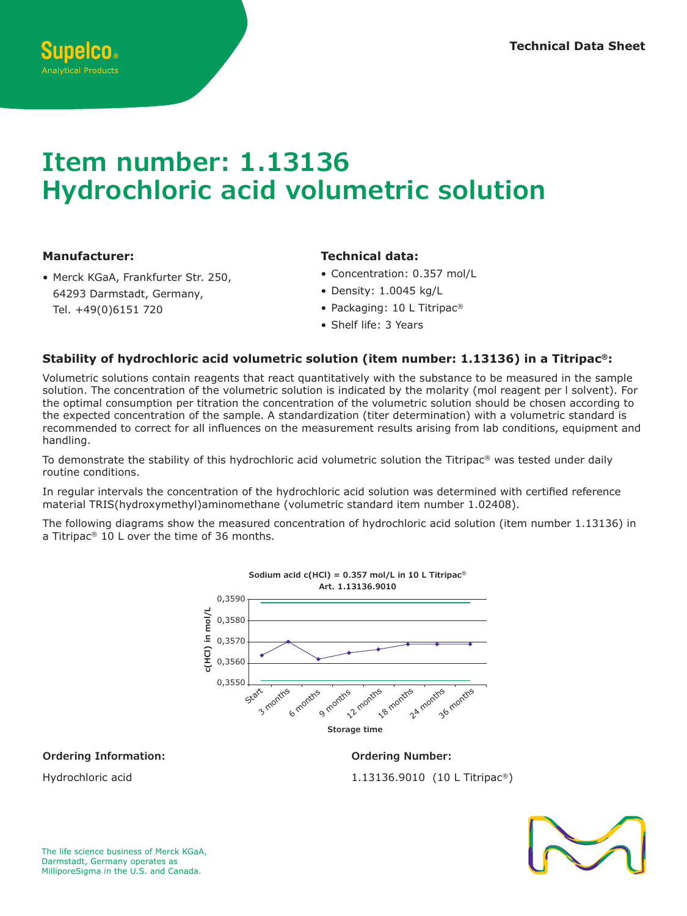Supelco®
Analytical Products

**Technical Data Sheet**

# Item number: 1.13136
# Hydrochloric acid volumetric solution

### Manufacturer:

- Merck KGaA, Frankfurter Str. 250, 64293 Darmstadt, Germany, Tel. +49(0)6151 720

### Technical data:

- Concentration: 0.357 mol/L
- Density: 1.0045 kg/L
- Packaging: 10 L Titripac®
- Shelf life: 3 Years

### Stability of hydrochloric acid volumetric solution (item number: 1.13136) in a Titripac®:

Volumetric solutions contain reagents that react quantitatively with the substance to be measured in the sample solution. The concentration of the volumetric solution is indicated by the molarity (mol reagent per l solvent). For the optimal consumption per titration the concentration of the volumetric solution should be chosen according to the expected concentration of the sample. A standardization (titer determination) with a volumetric standard is recommended to correct for all influences on the measurement results arising from lab conditions, equipment and handling.

To demonstrate the stability of this hydrochloric acid volumetric solution the Titripac® was tested under daily routine conditions.

In regular intervals the concentration of the hydrochloric acid solution was determined with certified reference material TRIS(hydroxymethyl)aminomethane (volumetric standard item number 1.02408).

The following diagrams show the measured concentration of hydrochloric acid solution (item number 1.13136) in a Titripac® 10 L over the time of 36 months.

**Sodium acid c(HCl) = 0.357 mol/L in 10 L Titripac®**
**Art. 1.13136.9010**

Y-axis: c(HCl) in mol/L (0,3550 – 0,3590); X-axis: Storage time (Start, 3 months, 6 months, 9 months, 12 months, 18 months, 24 months, 36 months)

### Ordering Information:

Hydrochloric acid

### Ordering Number:

1.13136.9010 (10 L Titripac®)

The life science business of Merck KGaA, Darmstadt, Germany operates as MilliporeSigma in the U.S. and Canada.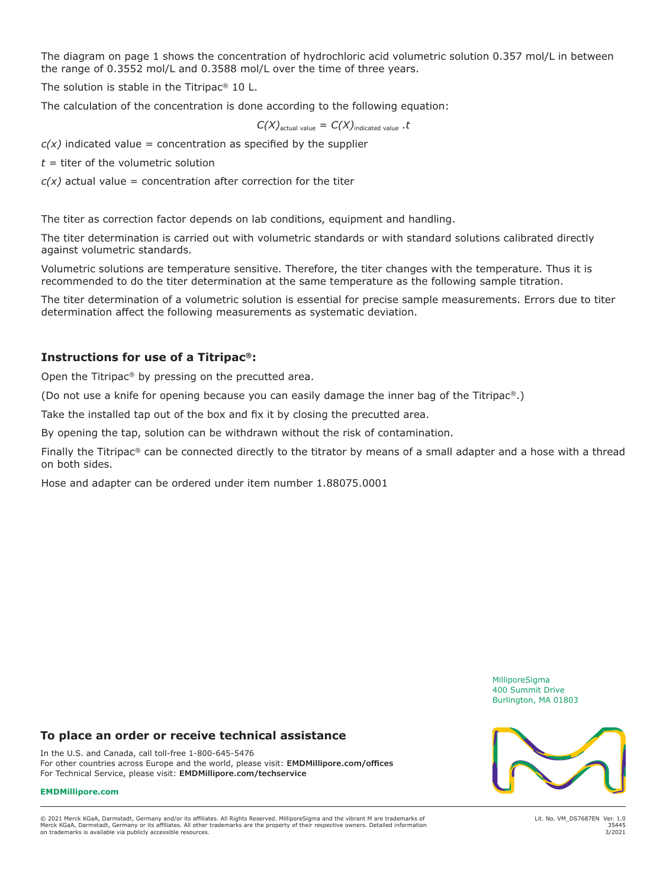The diagram on page 1 shows the concentration of hydrochloric acid volumetric solution 0.357 mol/L in between the range of 0.3552 mol/L and 0.3588 mol/L over the time of three years.

The solution is stable in the Titripac® 10 L.

The calculation of the concentration is done according to the following equation:

$$C(X)_{\text{actual value}} = C(X)_{\text{indicated value}} \cdot t$$

*c(x)* indicated value = concentration as specified by the supplier

*t* = titer of the volumetric solution

*c(x)* actual value = concentration after correction for the titer

The titer as correction factor depends on lab conditions, equipment and handling.

The titer determination is carried out with volumetric standards or with standard solutions calibrated directly against volumetric standards.

Volumetric solutions are temperature sensitive. Therefore, the titer changes with the temperature. Thus it is recommended to do the titer determination at the same temperature as the following sample titration.

The titer determination of a volumetric solution is essential for precise sample measurements. Errors due to titer determination affect the following measurements as systematic deviation.

### Instructions for use of a Titripac®:

Open the Titripac® by pressing on the precutted area.

(Do not use a knife for opening because you can easily damage the inner bag of the Titripac®.)

Take the installed tap out of the box and fix it by closing the precutted area.

By opening the tap, solution can be withdrawn without the risk of contamination.

Finally the Titripac® can be connected directly to the titrator by means of a small adapter and a hose with a thread on both sides.

Hose and adapter can be ordered under item number 1.88075.0001

MilliporeSigma
400 Summit Drive
Burlington, MA 01803

### To place an order or receive technical assistance

In the U.S. and Canada, call toll-free 1-800-645-5476
For other countries across Europe and the world, please visit: **EMDMillipore.com/offices**
For Technical Service, please visit: **EMDMillipore.com/techservice**

**EMDMillipore.com**

© 2021 Merck KGaA, Darmstadt, Germany and/or its affiliates. All Rights Reserved. MilliporeSigma and the vibrant M are trademarks of Merck KGaA, Darmstadt, Germany or its affiliates. All other trademarks are the property of their respective owners. Detailed information on trademarks is available via publicly accessible resources.

Lit. No. VM_DS7687EN Ver. 1.0
35445
3/2021